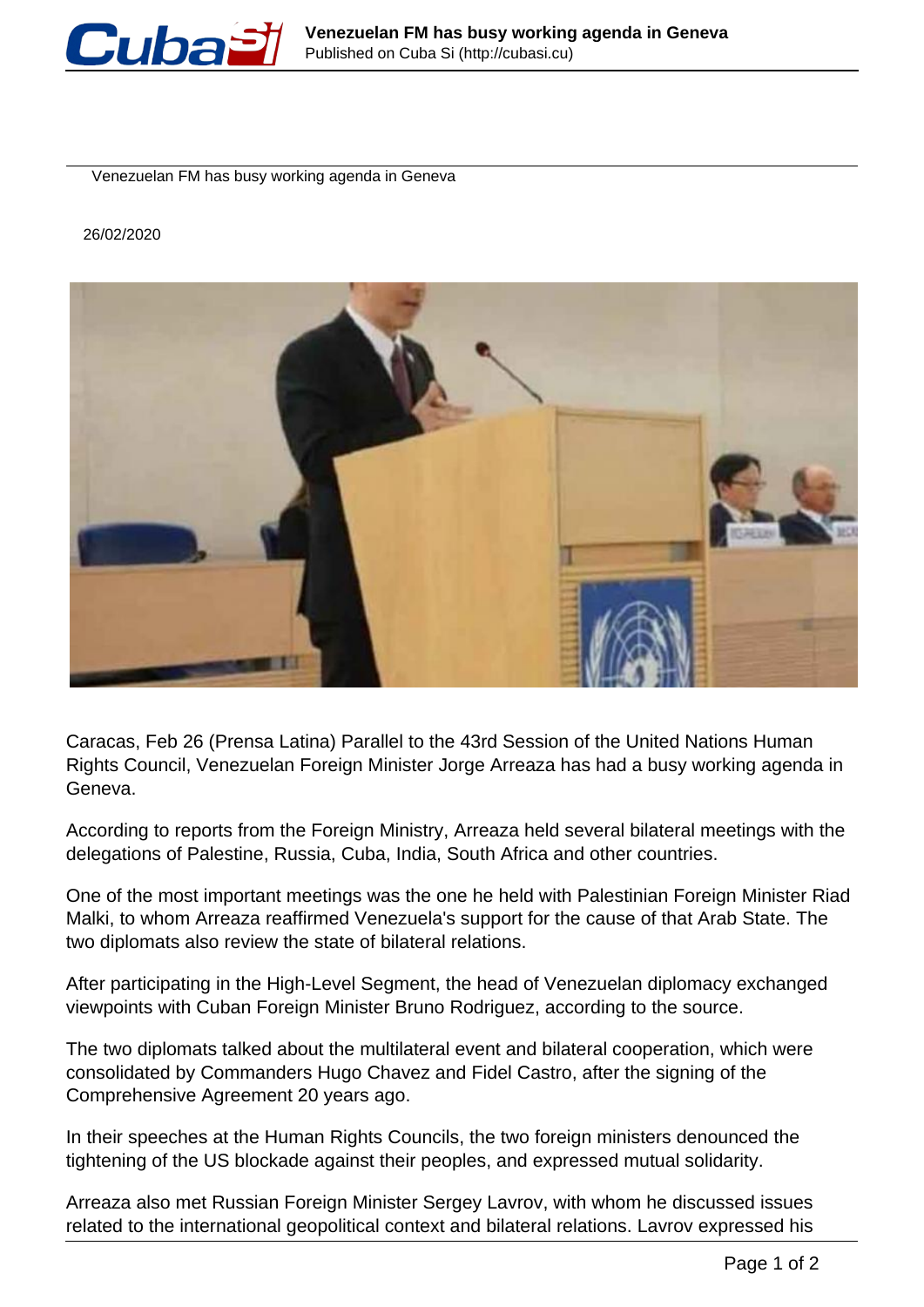Venezuelan FM has busy working agenda in Geneva

26/02/2020

Caracas, Feb 26 (Prensa Latina) Parallel to the 43rd Session of the United Nations Human Rights Council, Venezuelan Foreign Minister Jorge Arreaza has had a busy working agenda in Geneva.

According to reports from the Foreign Ministry, Arreaza held several bilateral meetings with the delegations of Palestine, Russia, Cuba, India, South Africa and other countries.

One of the most important meetings was the one he held with Palestinian Foreign Minister Riad Malki, to whom Arreaza reaffirmed Venezuela's support for the cause of that Arab State. The two diplomats also review the state of bilateral relations.

After participating in the High-Level Segment, the head of Venezuelan diplomacy exchanged viewpoints with Cuban Foreign Minister Bruno Rodriguez, according to the source.

The two diplomats talked about the multilateral event and bilateral cooperation, which were consolidated by Commanders Hugo Chavez and Fidel Castro, after the signing of the Comprehensive Agreement 20 years ago.

In their speeches at the Human Rights Councils, the two foreign ministers denounced the tightening of the US blockade against their peoples, and expressed mutual solidarity.

Arreaza also met Russian Foreign Minister Sergey Lavrov, with whom he discussed issues related to the international geopolitical context and bilateral relations. Lavrov expressed his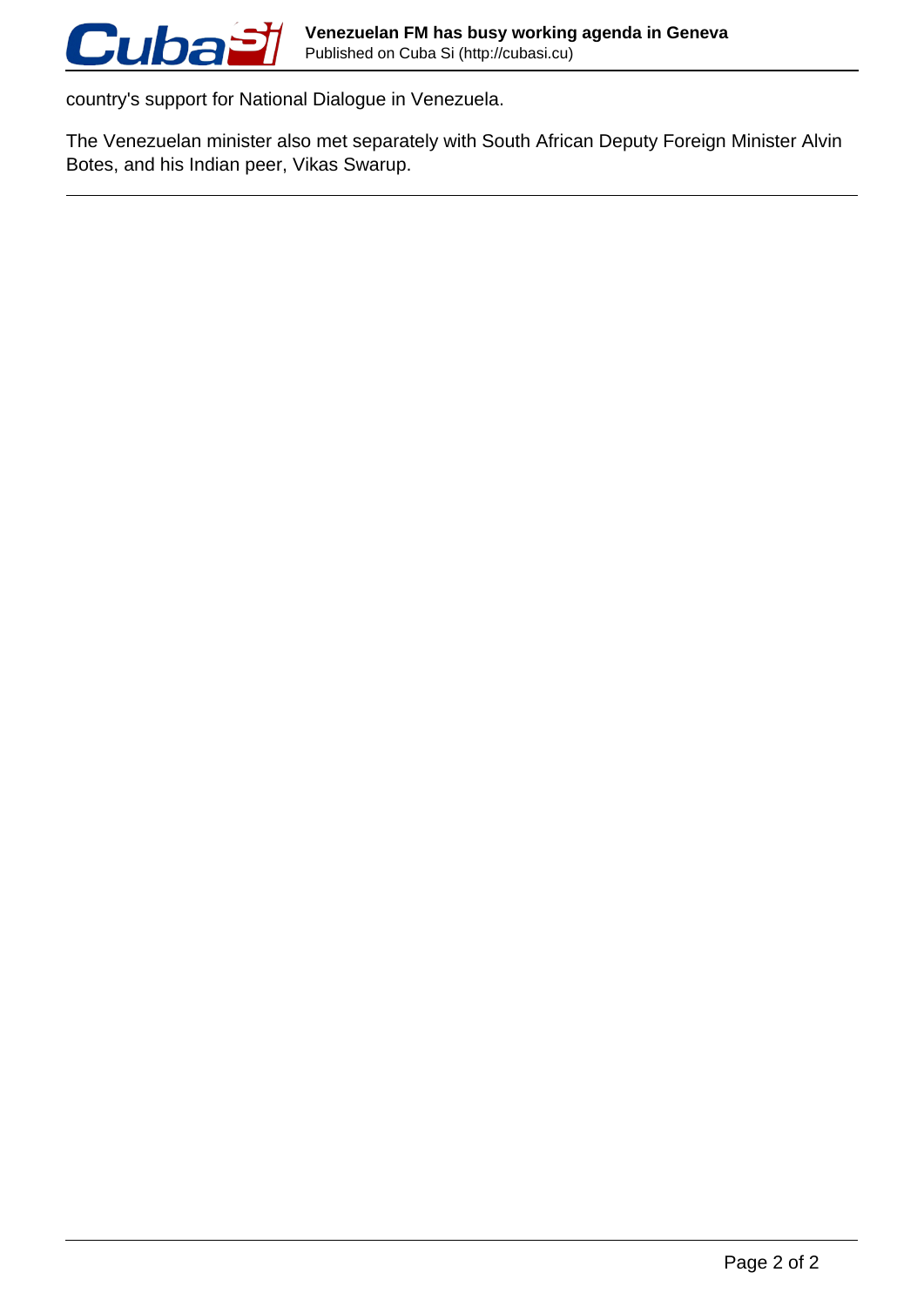country's support for National Dialogue in Venezuela.

The Venezuelan minister also met separately with South African Deputy Foreign Minister Alvin Botes, and his Indian peer, Vikas Swarup.